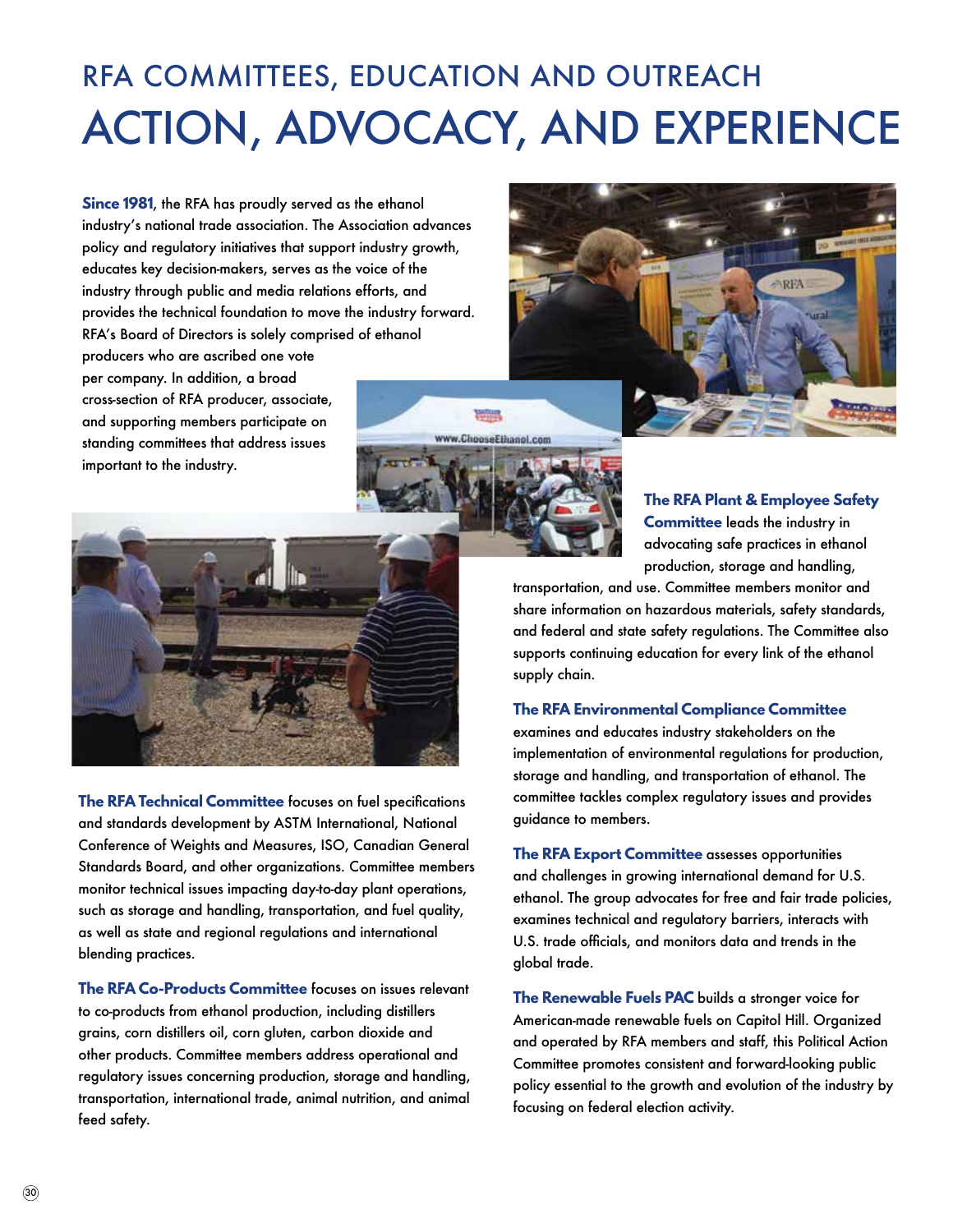# RFA COMMITTEES, EDUCATION AND OUTREACH

## ACTION, ADVOCACY, AND EXPERIENCE

**Since 1981**, the RFA has proudly served as the ethanol industry's national trade association. The Association advances policy and regulatory initiatives that support industry growth, educates key decision-makers, serves as the voice of the industry through public and media relations efforts, and provides the technical foundation to move the industry forward. RFA's Board of Directors is solely comprised of ethanol producers who are ascribed one vote per company. In addition, a broad cross-section of RFA producer, associate, and supporting members participate on standing committees that address issues important to the industry.

**The RFA Technical Committee** focuses on fuel specifications and standards development by ASTM International, National Conference of Weights and Measures, ISO, Canadian General Standards Board, and other organizations. Committee members monitor technical issues impacting day-to-day plant operations, such as storage and handling, transportation, and fuel quality, as well as state and regional regulations and international blending practices.

**The RFA Co-Products Committee** focuses on issues relevant to co-products from ethanol production, including distillers grains, corn distillers oil, corn gluten, carbon dioxide and other products. Committee members address operational and regulatory issues concerning production, storage and handling, transportation, international trade, animal nutrition, and animal feed safety.

**The RFA Plant & Employee Safety Committee** leads the industry in advocating safe practices in ethanol production, storage and handling, transportation, and use. Committee members monitor and share information on hazardous materials, safety standards, and federal and state safety regulations. The Committee also supports continuing education for every link of the ethanol supply chain.

**The RFA Environmental Compliance Committee** examines and educates industry stakeholders on the implementation of environmental regulations for production, storage and handling, and transportation of ethanol. The committee tackles complex regulatory issues and provides guidance to members.

**The RFA Export Committee** assesses opportunities and challenges in growing international demand for U.S. ethanol. The group advocates for free and fair trade policies, examines technical and regulatory barriers, interacts with U.S. trade officials, and monitors data and trends in the global trade.

**The Renewable Fuels PAC** builds a stronger voice for American-made renewable fuels on Capitol Hill. Organized and operated by RFA members and staff, this Political Action Committee promotes consistent and forward-looking public policy essential to the growth and evolution of the industry by focusing on federal election activity.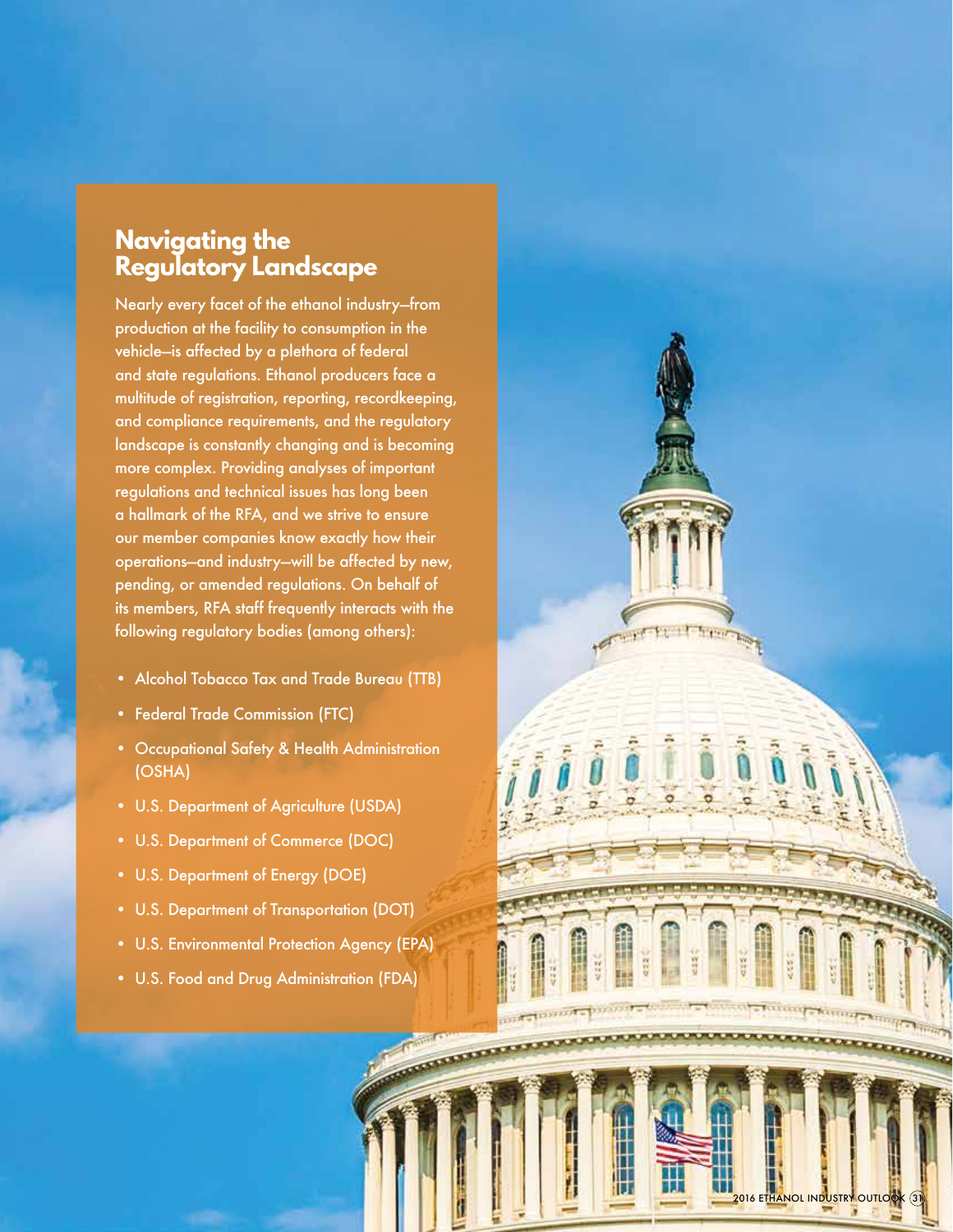## Navigating the Regulatory Landscape

Nearly every facet of the ethanol industry—from production at the facility to consumption in the vehicle—is affected by a plethora of federal and state regulations. Ethanol producers face a multitude of registration, reporting, recordkeeping, and compliance requirements, and the regulatory landscape is constantly changing and is becoming more complex. Providing analyses of important regulations and technical issues has long been a hallmark of the RFA, and we strive to ensure our member companies know exactly how their operations—and industry—will be affected by new, pending, or amended regulations. On behalf of its members, RFA staff frequently interacts with the following regulatory bodies (among others):

- Alcohol Tobacco Tax and Trade Bureau (TTB)
- Federal Trade Commission (FTC)
- Occupational Safety & Health Administration (OSHA)
- U.S. Department of Agriculture (USDA)
- U.S. Department of Commerce (DOC)
- U.S. Department of Energy (DOE)
- U.S. Department of Transportation (DOT)
- U.S. Environmental Protection Agency (EPA)
- U.S. Food and Drug Administration (FDA)